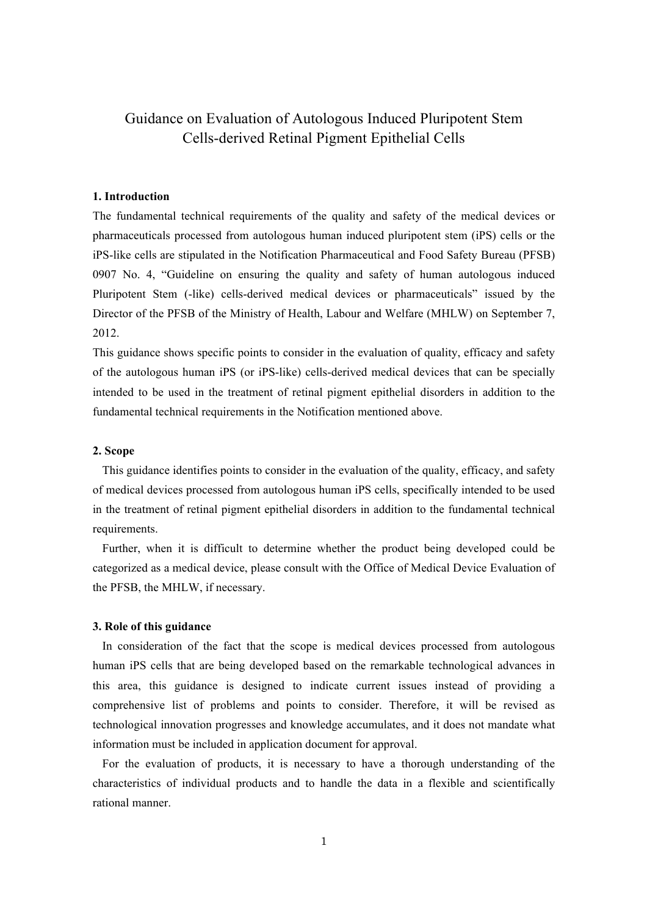# Guidance on Evaluation of Autologous Induced Pluripotent Stem Cells-derived Retinal Pigment Epithelial Cells

## 1. Introduction

The fundamental technical requirements of the quality and safety of the medical devices or pharmaceuticals processed from autologous human induced pluripotent stem (iPS) cells or the iPS-like cells are stipulated in the Notification Pharmaceutical and Food Safety Bureau (PFSB) 0907 No. 4, "Guideline on ensuring the quality and safety of human autologous induced Pluripotent Stem (-like) cells-derived medical devices or pharmaceuticals" issued by the Director of the PFSB of the Ministry of Health, Labour and Welfare (MHLW) on September 7, 2012.

This guidance shows specific points to consider in the evaluation of quality, efficacy and safety of the autologous human iPS (or iPS-like) cells-derived medical devices that can be specially intended to be used in the treatment of retinal pigment epithelial disorders in addition to the fundamental technical requirements in the Notification mentioned above.

## 2. Scope

This guidance identifies points to consider in the evaluation of the quality, efficacy, and safety of medical devices processed from autologous human iPS cells, specifically intended to be used in the treatment of retinal pigment epithelial disorders in addition to the fundamental technical requirements.

Further, when it is difficult to determine whether the product being developed could be categorized as a medical device, please consult with the Office of Medical Device Evaluation of the PFSB, the MHLW, if necessary.

## 3. Role of this guidance

In consideration of the fact that the scope is medical devices processed from autologous human iPS cells that are being developed based on the remarkable technological advances in this area, this guidance is designed to indicate current issues instead of providing a comprehensive list of problems and points to consider. Therefore, it will be revised as technological innovation progresses and knowledge accumulates, and it does not mandate what information must be included in application document for approval.

For the evaluation of products, it is necessary to have a thorough understanding of the characteristics of individual products and to handle the data in a flexible and scientifically rational manner.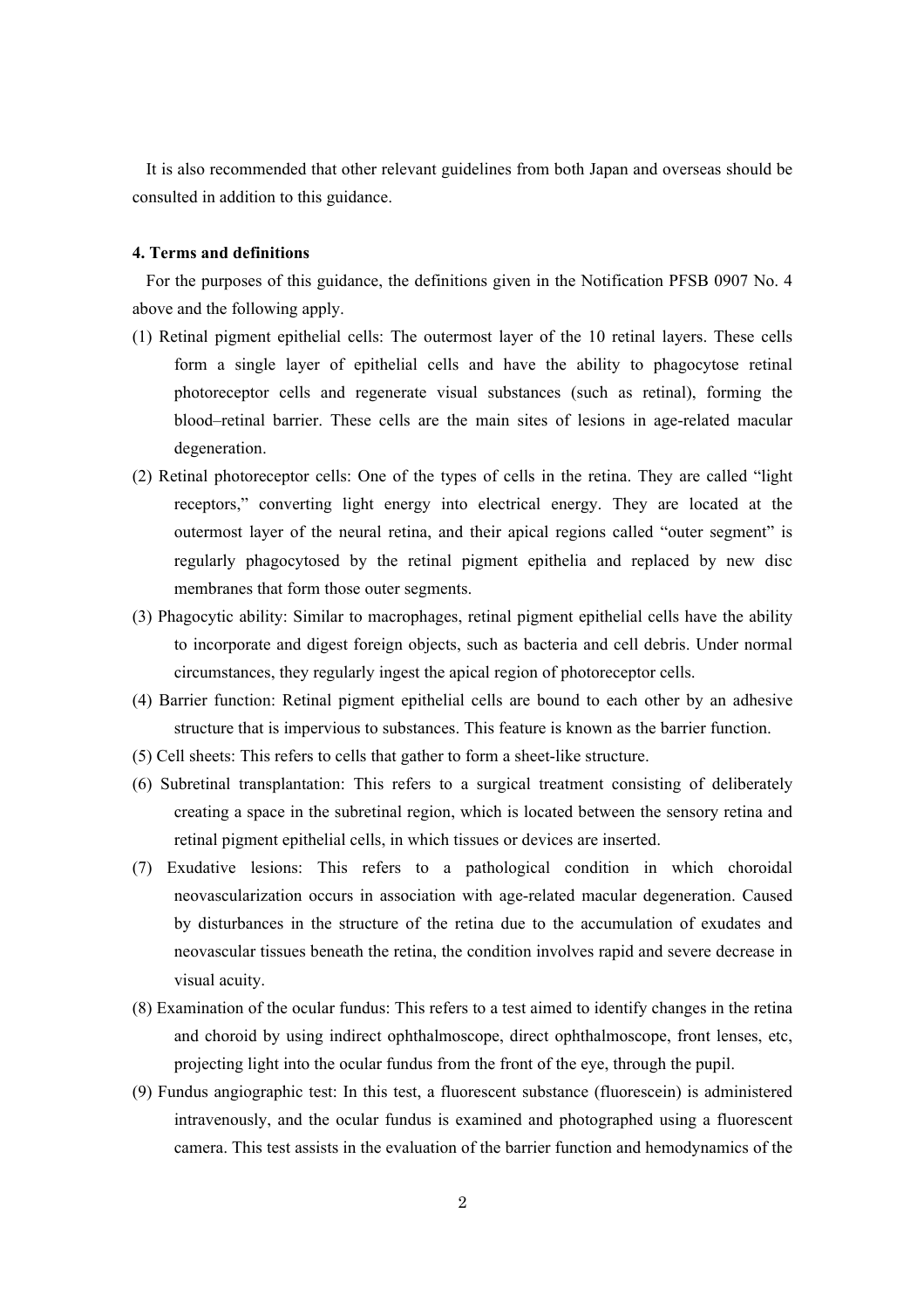It is also recommended that other relevant guidelines from both Japan and overseas should be consulted in addition to this guidance.

**4. Terms and definitions**

For the purposes of this guidance, the definitions given in the Notification PFSB 0907 No. 4 above and the following apply.

(1) Retinal pigment epithelial cells: The outermost layer of the 10 retinal layers. These cells form a single layer of epithelial cells and have the ability to phagocytose retinal photoreceptor cells and regenerate visual substances (such as retinal), forming the blood–retinal barrier. These cells are the main sites of lesions in age-related macular degeneration.

(2) Retinal photoreceptor cells: One of the types of cells in the retina. They are called "light receptors," converting light energy into electrical energy. They are located at the outermost layer of the neural retina, and their apical regions called "outer segment" is regularly phagocytosed by the retinal pigment epithelia and replaced by new disc membranes that form those outer segments.

(3) Phagocytic ability: Similar to macrophages, retinal pigment epithelial cells have the ability to incorporate and digest foreign objects, such as bacteria and cell debris. Under normal circumstances, they regularly ingest the apical region of photoreceptor cells.

(4) Barrier function: Retinal pigment epithelial cells are bound to each other by an adhesive structure that is impervious to substances. This feature is known as the barrier function.

(5) Cell sheets: This refers to cells that gather to form a sheet-like structure.

(6) Subretinal transplantation: This refers to a surgical treatment consisting of deliberately creating a space in the subretinal region, which is located between the sensory retina and retinal pigment epithelial cells, in which tissues or devices are inserted.

(7) Exudative lesions: This refers to a pathological condition in which choroidal neovascularization occurs in association with age-related macular degeneration. Caused by disturbances in the structure of the retina due to the accumulation of exudates and neovascular tissues beneath the retina, the condition involves rapid and severe decrease in visual acuity.

(8) Examination of the ocular fundus: This refers to a test aimed to identify changes in the retina and choroid by using indirect ophthalmoscope, direct ophthalmoscope, front lenses, etc, projecting light into the ocular fundus from the front of the eye, through the pupil.

(9) Fundus angiographic test: In this test, a fluorescent substance (fluorescein) is administered intravenously, and the ocular fundus is examined and photographed using a fluorescent camera. This test assists in the evaluation of the barrier function and hemodynamics of the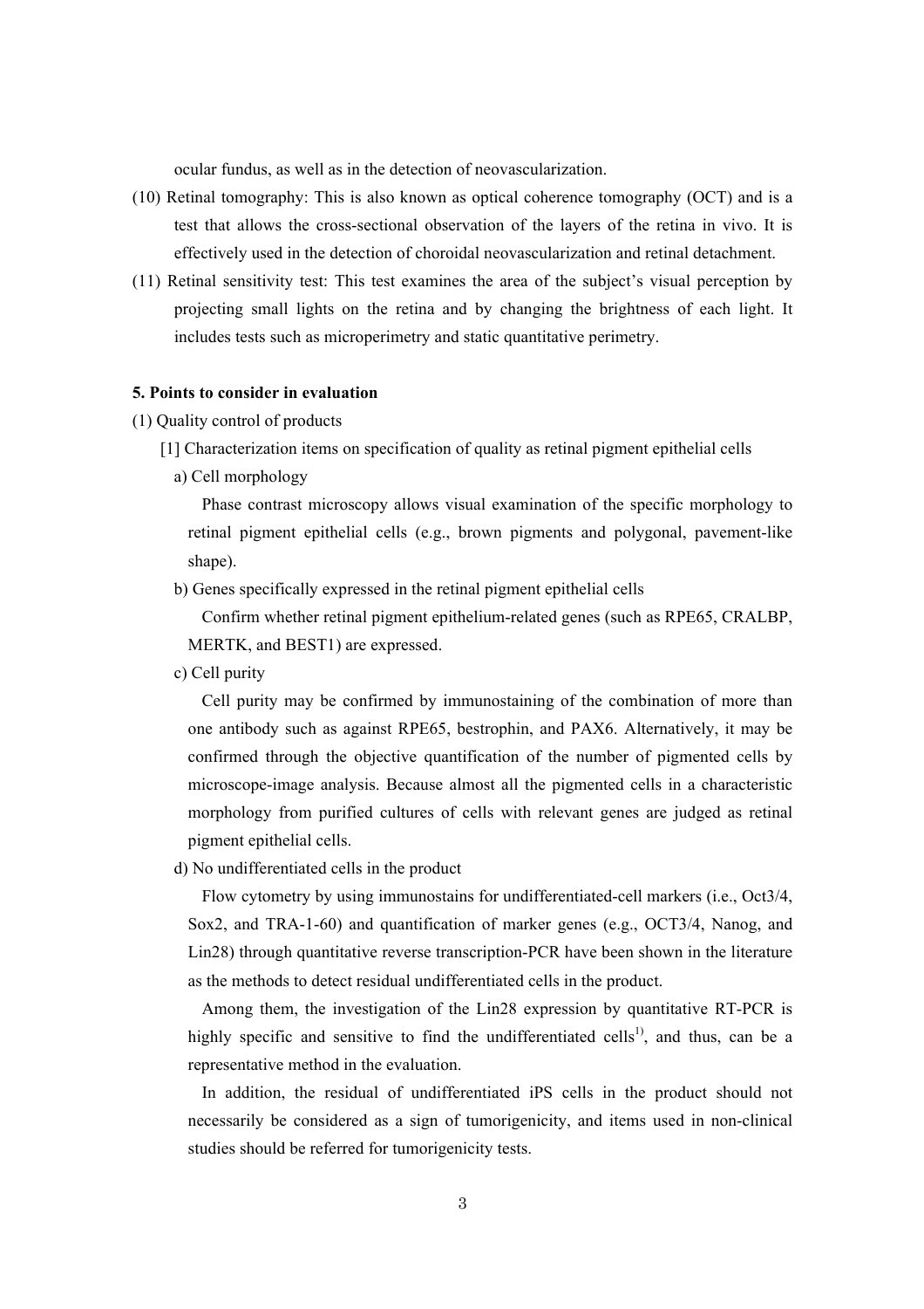ocular fundus, as well as in the detection of neovascularization.

(10) Retinal tomography: This is also known as optical coherence tomography (OCT) and is a test that allows the cross-sectional observation of the layers of the retina in vivo. It is effectively used in the detection of choroidal neovascularization and retinal detachment.

(11) Retinal sensitivity test: This test examines the area of the subject's visual perception by projecting small lights on the retina and by changing the brightness of each light. It includes tests such as microperimetry and static quantitative perimetry.

**5. Points to consider in evaluation**

(1) Quality control of products

[1] Characterization items on specification of quality as retinal pigment epithelial cells

a) Cell morphology

Phase contrast microscopy allows visual examination of the specific morphology to retinal pigment epithelial cells (e.g., brown pigments and polygonal, pavement-like shape).

b) Genes specifically expressed in the retinal pigment epithelial cells

Confirm whether retinal pigment epithelium-related genes (such as RPE65, CRALBP, MERTK, and BEST1) are expressed.

c) Cell purity

Cell purity may be confirmed by immunostaining of the combination of more than one antibody such as against RPE65, bestrophin, and PAX6. Alternatively, it may be confirmed through the objective quantification of the number of pigmented cells by microscope-image analysis. Because almost all the pigmented cells in a characteristic morphology from purified cultures of cells with relevant genes are judged as retinal pigment epithelial cells.

d) No undifferentiated cells in the product

Flow cytometry by using immunostains for undifferentiated-cell markers (i.e., Oct3/4, Sox2, and TRA-1-60) and quantification of marker genes (e.g., OCT3/4, Nanog, and Lin28) through quantitative reverse transcription-PCR have been shown in the literature as the methods to detect residual undifferentiated cells in the product.

Among them, the investigation of the Lin28 expression by quantitative RT-PCR is highly specific and sensitive to find the undifferentiated cells[1], and thus, can be a representative method in the evaluation.

In addition, the residual of undifferentiated iPS cells in the product should not necessarily be considered as a sign of tumorigenicity, and items used in non-clinical studies should be referred for tumorigenicity tests.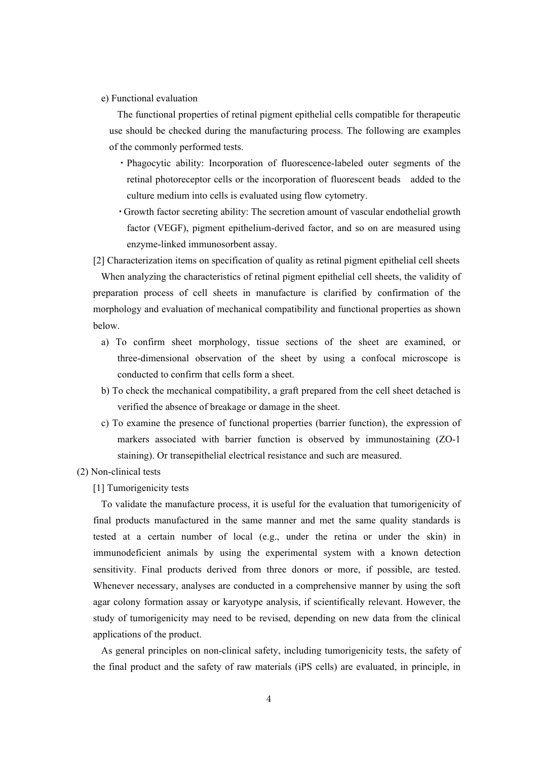e) Functional evaluation

The functional properties of retinal pigment epithelial cells compatible for therapeutic use should be checked during the manufacturing process. The following are examples of the commonly performed tests.

- Phagocytic ability: Incorporation of fluorescence-labeled outer segments of the retinal photoreceptor cells or the incorporation of fluorescent beads added to the culture medium into cells is evaluated using flow cytometry.
- Growth factor secreting ability: The secretion amount of vascular endothelial growth factor (VEGF), pigment epithelium-derived factor, and so on are measured using enzyme-linked immunosorbent assay.

[2] Characterization items on specification of quality as retinal pigment epithelial cell sheets

When analyzing the characteristics of retinal pigment epithelial cell sheets, the validity of preparation process of cell sheets in manufacture is clarified by confirmation of the morphology and evaluation of mechanical compatibility and functional properties as shown below.

a) To confirm sheet morphology, tissue sections of the sheet are examined, or three-dimensional observation of the sheet by using a confocal microscope is conducted to confirm that cells form a sheet.

b) To check the mechanical compatibility, a graft prepared from the cell sheet detached is verified the absence of breakage or damage in the sheet.

c) To examine the presence of functional properties (barrier function), the expression of markers associated with barrier function is observed by immunostaining (ZO-1 staining). Or transepithelial electrical resistance and such are measured.

(2) Non-clinical tests

[1] Tumorigenicity tests

To validate the manufacture process, it is useful for the evaluation that tumorigenicity of final products manufactured in the same manner and met the same quality standards is tested at a certain number of local (e.g., under the retina or under the skin) in immunodeficient animals by using the experimental system with a known detection sensitivity. Final products derived from three donors or more, if possible, are tested. Whenever necessary, analyses are conducted in a comprehensive manner by using the soft agar colony formation assay or karyotype analysis, if scientifically relevant. However, the study of tumorigenicity may need to be revised, depending on new data from the clinical applications of the product.

As general principles on non-clinical safety, including tumorigenicity tests, the safety of the final product and the safety of raw materials (iPS cells) are evaluated, in principle, in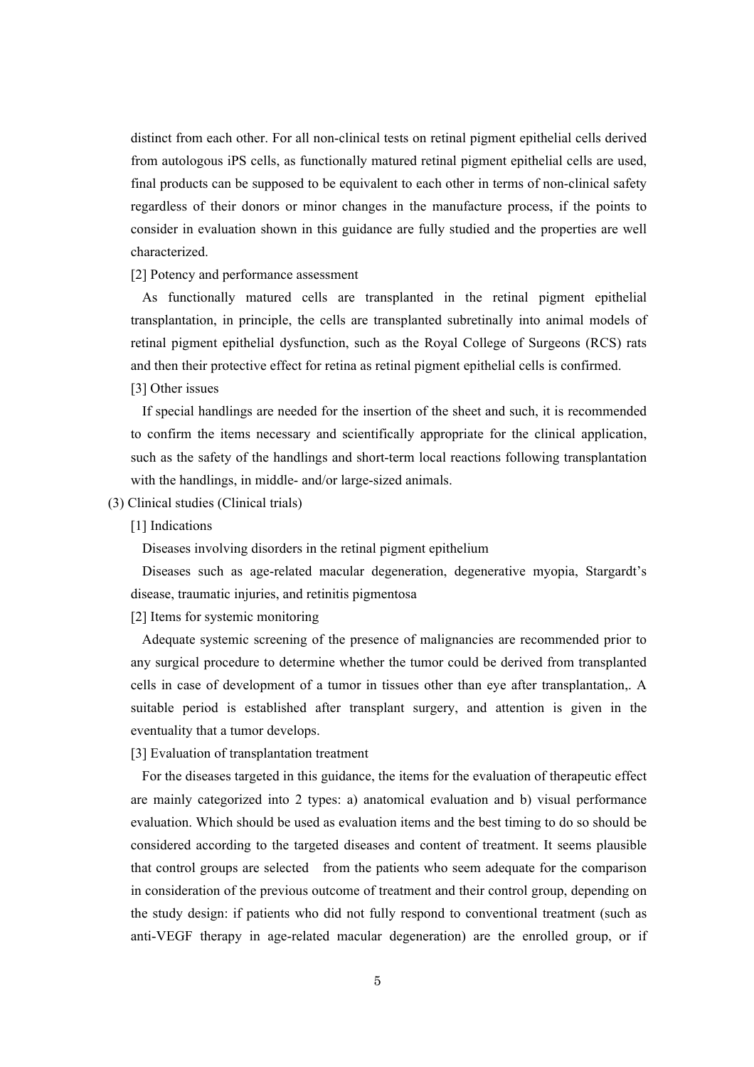distinct from each other. For all non-clinical tests on retinal pigment epithelial cells derived from autologous iPS cells, as functionally matured retinal pigment epithelial cells are used, final products can be supposed to be equivalent to each other in terms of non-clinical safety regardless of their donors or minor changes in the manufacture process, if the points to consider in evaluation shown in this guidance are fully studied and the properties are well characterized.

[2] Potency and performance assessment

As functionally matured cells are transplanted in the retinal pigment epithelial transplantation, in principle, the cells are transplanted subretinally into animal models of retinal pigment epithelial dysfunction, such as the Royal College of Surgeons (RCS) rats and then their protective effect for retina as retinal pigment epithelial cells is confirmed.

[3] Other issues

If special handlings are needed for the insertion of the sheet and such, it is recommended to confirm the items necessary and scientifically appropriate for the clinical application, such as the safety of the handlings and short-term local reactions following transplantation with the handlings, in middle- and/or large-sized animals.

(3) Clinical studies (Clinical trials)

[1] Indications

Diseases involving disorders in the retinal pigment epithelium

Diseases such as age-related macular degeneration, degenerative myopia, Stargardt's disease, traumatic injuries, and retinitis pigmentosa

[2] Items for systemic monitoring

Adequate systemic screening of the presence of malignancies are recommended prior to any surgical procedure to determine whether the tumor could be derived from transplanted cells in case of development of a tumor in tissues other than eye after transplantation,. A suitable period is established after transplant surgery, and attention is given in the eventuality that a tumor develops.

[3] Evaluation of transplantation treatment

For the diseases targeted in this guidance, the items for the evaluation of therapeutic effect are mainly categorized into 2 types: a) anatomical evaluation and b) visual performance evaluation. Which should be used as evaluation items and the best timing to do so should be considered according to the targeted diseases and content of treatment. It seems plausible that control groups are selected from the patients who seem adequate for the comparison in consideration of the previous outcome of treatment and their control group, depending on the study design: if patients who did not fully respond to conventional treatment (such as anti-VEGF therapy in age-related macular degeneration) are the enrolled group, or if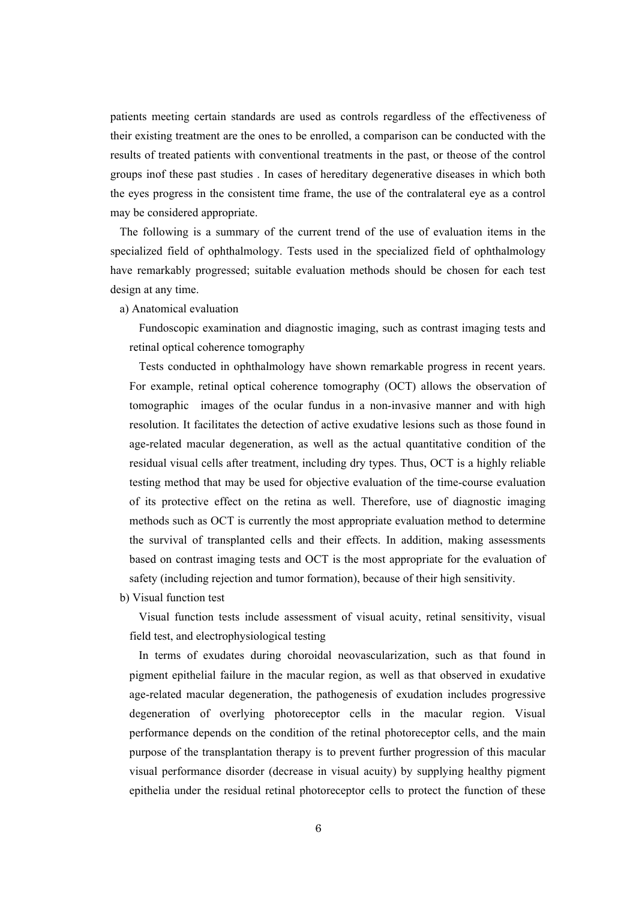patients meeting certain standards are used as controls regardless of the effectiveness of their existing treatment are the ones to be enrolled, a comparison can be conducted with the results of treated patients with conventional treatments in the past, or theose of the control groups inof these past studies . In cases of hereditary degenerative diseases in which both the eyes progress in the consistent time frame, the use of the contralateral eye as a control may be considered appropriate.

The following is a summary of the current trend of the use of evaluation items in the specialized field of ophthalmology. Tests used in the specialized field of ophthalmology have remarkably progressed; suitable evaluation methods should be chosen for each test design at any time.

a) Anatomical evaluation

Fundoscopic examination and diagnostic imaging, such as contrast imaging tests and retinal optical coherence tomography

Tests conducted in ophthalmology have shown remarkable progress in recent years. For example, retinal optical coherence tomography (OCT) allows the observation of tomographic images of the ocular fundus in a non-invasive manner and with high resolution. It facilitates the detection of active exudative lesions such as those found in age-related macular degeneration, as well as the actual quantitative condition of the residual visual cells after treatment, including dry types. Thus, OCT is a highly reliable testing method that may be used for objective evaluation of the time-course evaluation of its protective effect on the retina as well. Therefore, use of diagnostic imaging methods such as OCT is currently the most appropriate evaluation method to determine the survival of transplanted cells and their effects. In addition, making assessments based on contrast imaging tests and OCT is the most appropriate for the evaluation of safety (including rejection and tumor formation), because of their high sensitivity.

b) Visual function test

Visual function tests include assessment of visual acuity, retinal sensitivity, visual field test, and electrophysiological testing

In terms of exudates during choroidal neovascularization, such as that found in pigment epithelial failure in the macular region, as well as that observed in exudative age-related macular degeneration, the pathogenesis of exudation includes progressive degeneration of overlying photoreceptor cells in the macular region. Visual performance depends on the condition of the retinal photoreceptor cells, and the main purpose of the transplantation therapy is to prevent further progression of this macular visual performance disorder (decrease in visual acuity) by supplying healthy pigment epithelia under the residual retinal photoreceptor cells to protect the function of these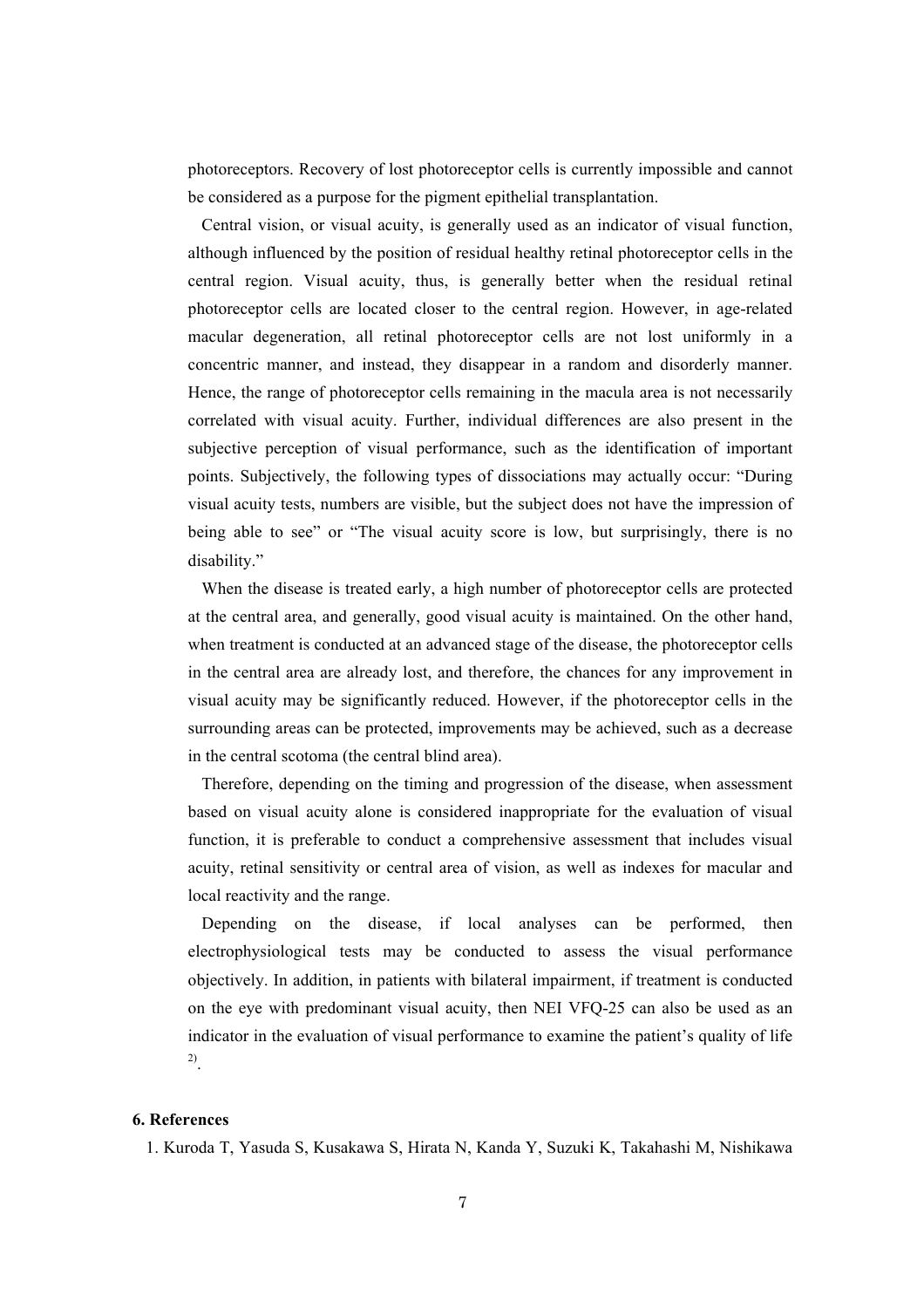photoreceptors. Recovery of lost photoreceptor cells is currently impossible and cannot be considered as a purpose for the pigment epithelial transplantation.

Central vision, or visual acuity, is generally used as an indicator of visual function, although influenced by the position of residual healthy retinal photoreceptor cells in the central region. Visual acuity, thus, is generally better when the residual retinal photoreceptor cells are located closer to the central region. However, in age-related macular degeneration, all retinal photoreceptor cells are not lost uniformly in a concentric manner, and instead, they disappear in a random and disorderly manner. Hence, the range of photoreceptor cells remaining in the macula area is not necessarily correlated with visual acuity. Further, individual differences are also present in the subjective perception of visual performance, such as the identification of important points. Subjectively, the following types of dissociations may actually occur: "During visual acuity tests, numbers are visible, but the subject does not have the impression of being able to see" or "The visual acuity score is low, but surprisingly, there is no disability."

When the disease is treated early, a high number of photoreceptor cells are protected at the central area, and generally, good visual acuity is maintained. On the other hand, when treatment is conducted at an advanced stage of the disease, the photoreceptor cells in the central area are already lost, and therefore, the chances for any improvement in visual acuity may be significantly reduced. However, if the photoreceptor cells in the surrounding areas can be protected, improvements may be achieved, such as a decrease in the central scotoma (the central blind area).

Therefore, depending on the timing and progression of the disease, when assessment based on visual acuity alone is considered inappropriate for the evaluation of visual function, it is preferable to conduct a comprehensive assessment that includes visual acuity, retinal sensitivity or central area of vision, as well as indexes for macular and local reactivity and the range.

Depending on the disease, if local analyses can be performed, then electrophysiological tests may be conducted to assess the visual performance objectively. In addition, in patients with bilateral impairment, if treatment is conducted on the eye with predominant visual acuity, then NEI VFQ-25 can also be used as an indicator in the evaluation of visual performance to examine the patient's quality of life [2].

## 6. References

1. Kuroda T, Yasuda S, Kusakawa S, Hirata N, Kanda Y, Suzuki K, Takahashi M, Nishikawa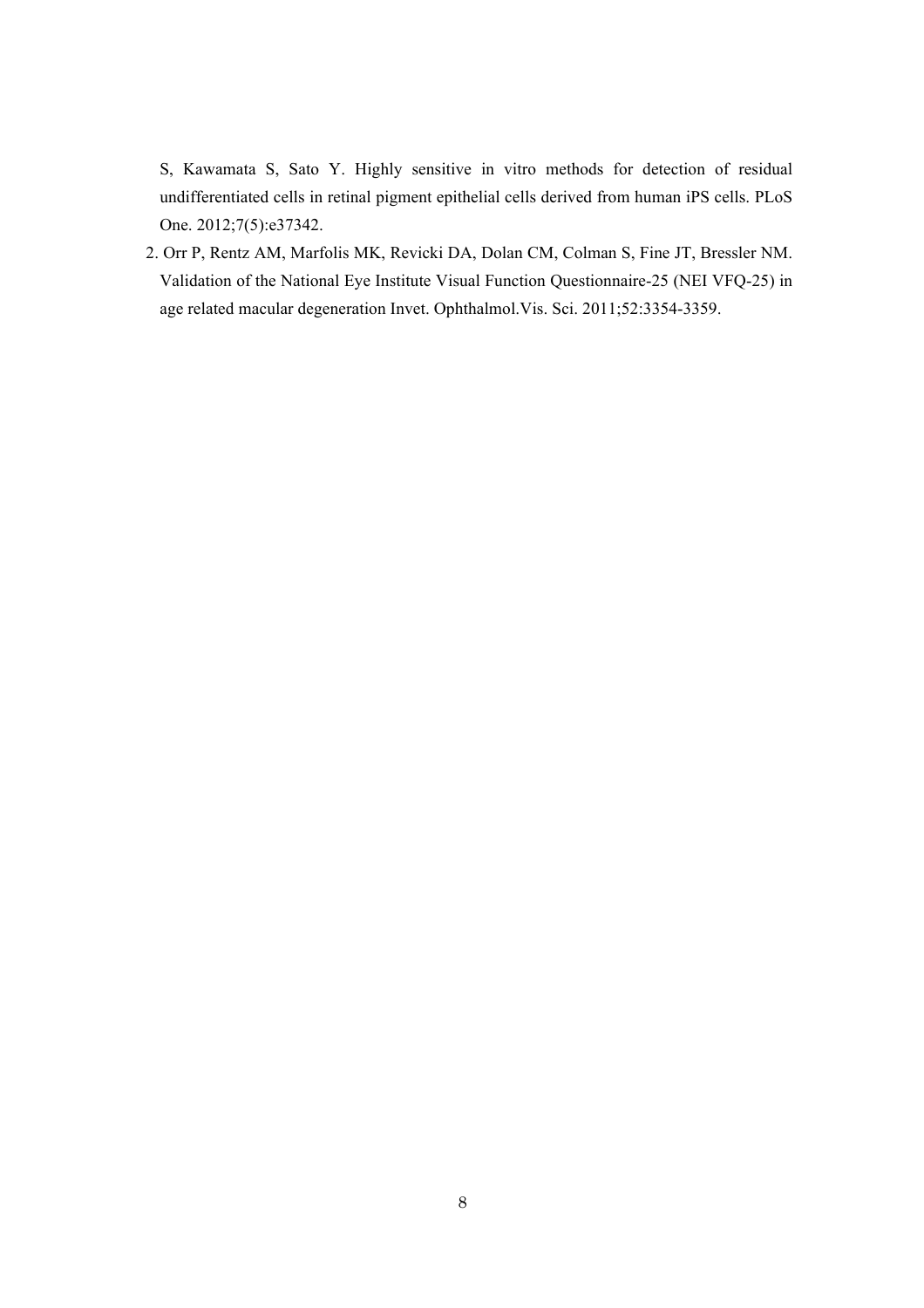S, Kawamata S, Sato Y. Highly sensitive in vitro methods for detection of residual undifferentiated cells in retinal pigment epithelial cells derived from human iPS cells. PLoS One. 2012;7(5):e37342.

2. Orr P, Rentz AM, Marfolis MK, Revicki DA, Dolan CM, Colman S, Fine JT, Bressler NM. Validation of the National Eye Institute Visual Function Questionnaire-25 (NEI VFQ-25) in age related macular degeneration Invet. Ophthalmol.Vis. Sci. 2011;52:3354-3359.